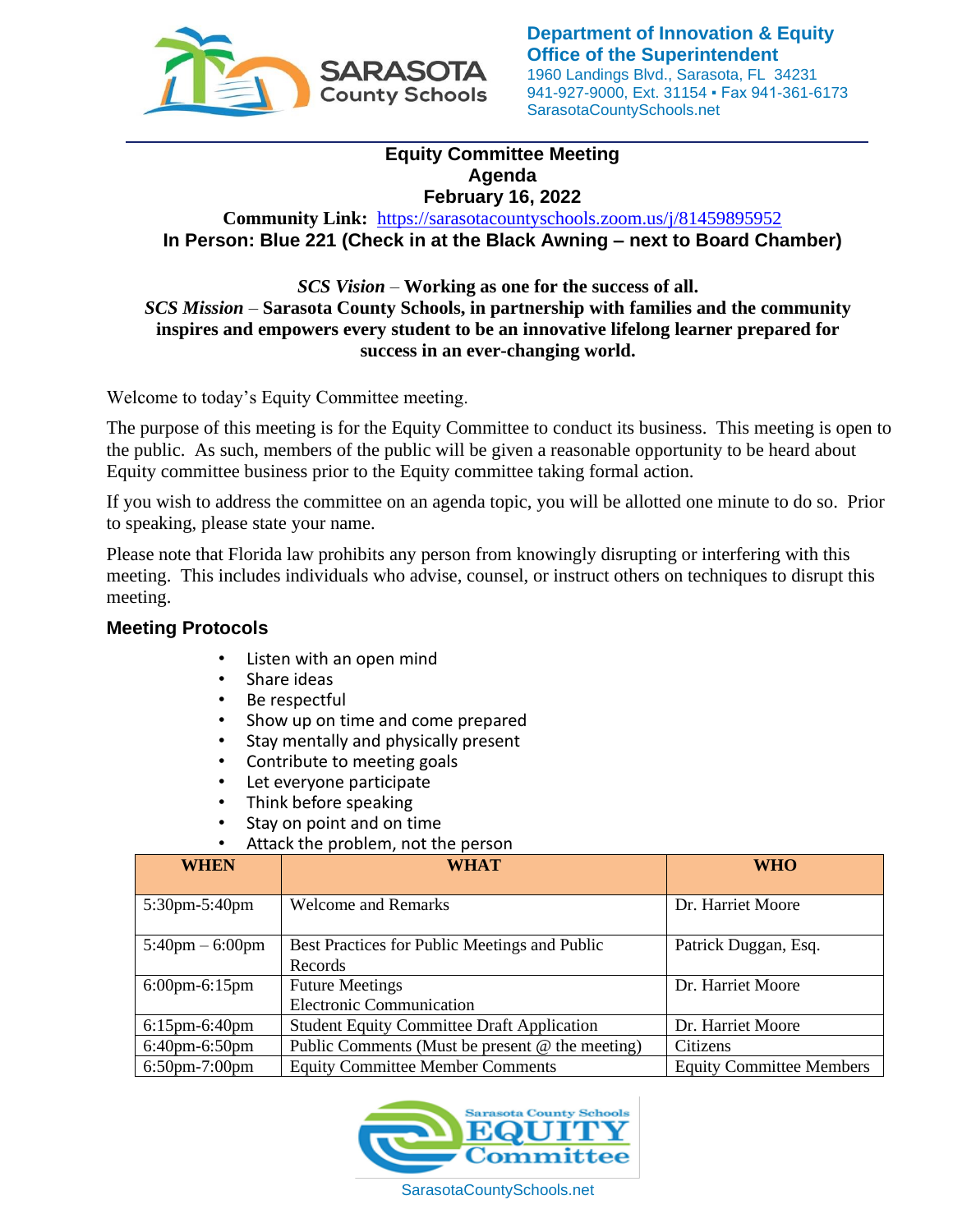Department of Innovation & Equity
Office of the Superintendent
1960 Landings Blvd., Sarasota, FL 34231
941-927-9000, Ext. 31154 ▪ Fax 941-361-6173
SarasotaCountySchools.net

# Equity Committee Meeting
## Agenda
## February 16, 2022

**Community Link:** https://sarasotacountyschools.zoom.us/j/81459895952

**In Person: Blue 221 (Check in at the Black Awning – next to Board Chamber)**

***SCS Vision*** **– Working as one for the success of all.**

***SCS Mission*** **– Sarasota County Schools, in partnership with families and the community inspires and empowers every student to be an innovative lifelong learner prepared for success in an ever-changing world.**

Welcome to today's Equity Committee meeting.

The purpose of this meeting is for the Equity Committee to conduct its business. This meeting is open to the public. As such, members of the public will be given a reasonable opportunity to be heard about Equity committee business prior to the Equity committee taking formal action.

If you wish to address the committee on an agenda topic, you will be allotted one minute to do so. Prior to speaking, please state your name.

Please note that Florida law prohibits any person from knowingly disrupting or interfering with this meeting. This includes individuals who advise, counsel, or instruct others on techniques to disrupt this meeting.

### Meeting Protocols

- Listen with an open mind
- Share ideas
- Be respectful
- Show up on time and come prepared
- Stay mentally and physically present
- Contribute to meeting goals
- Let everyone participate
- Think before speaking
- Stay on point and on time
- Attack the problem, not the person

| WHEN | WHAT | WHO |
|---|---|---|
| 5:30pm-5:40pm | Welcome and Remarks | Dr. Harriet Moore |
| 5:40pm – 6:00pm | Best Practices for Public Meetings and Public Records | Patrick Duggan, Esq. |
| 6:00pm-6:15pm | Future Meetings<br>Electronic Communication | Dr. Harriet Moore |
| 6:15pm-6:40pm | Student Equity Committee Draft Application | Dr. Harriet Moore |
| 6:40pm-6:50pm | Public Comments (Must be present @ the meeting) | Citizens |
| 6:50pm-7:00pm | Equity Committee Member Comments | Equity Committee Members |

Sarasota County Schools EQUITY Committee

SarasotaCountySchools.net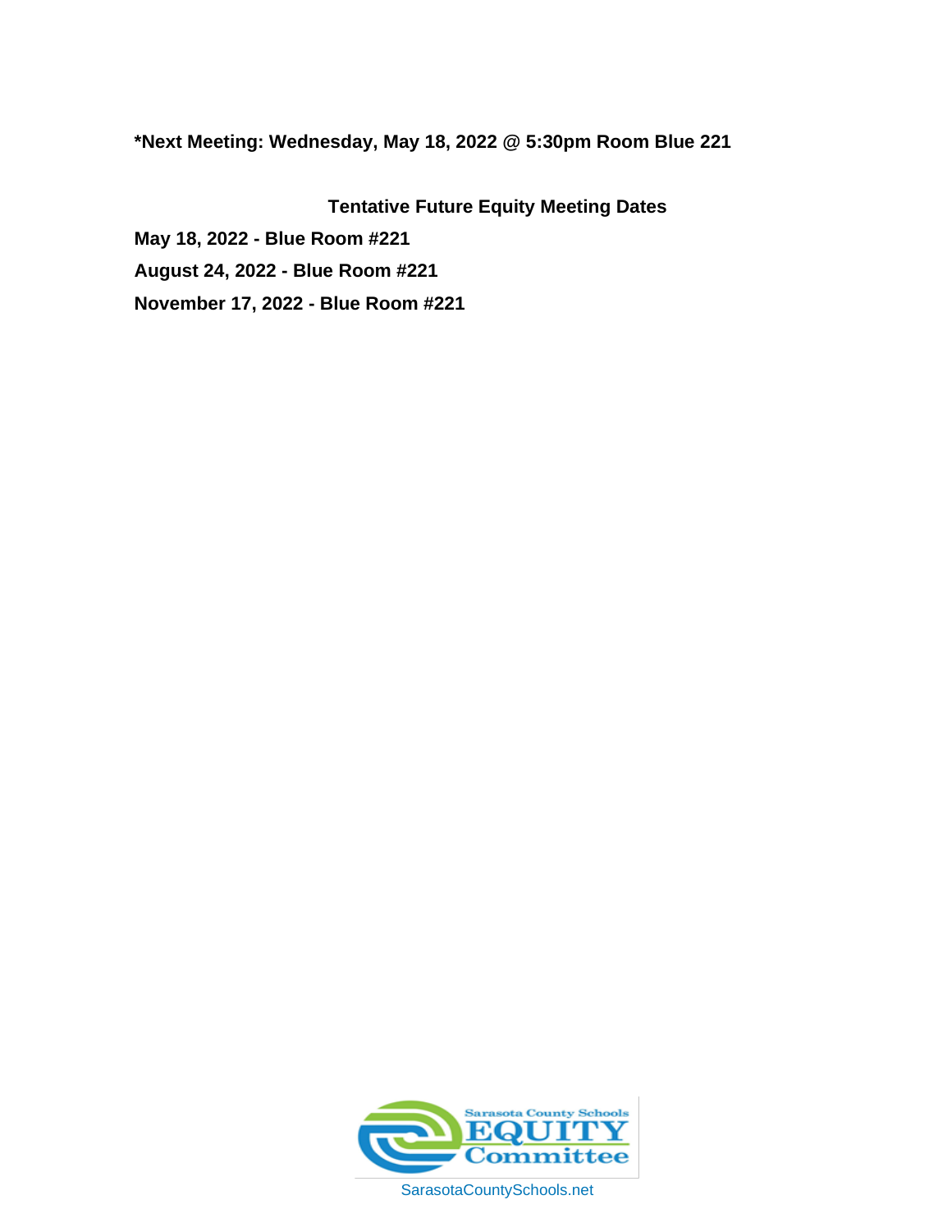**\*Next Meeting: Wednesday, May 18, 2022 @ 5:30pm Room Blue 221**

**Tentative Future Equity Meeting Dates**

**May 18, 2022 - Blue Room #221**

**August 24, 2022 - Blue Room #221**

**November 17, 2022 - Blue Room #221**

Sarasota County Schools EQUITY Committee

SarasotaCountySchools.net